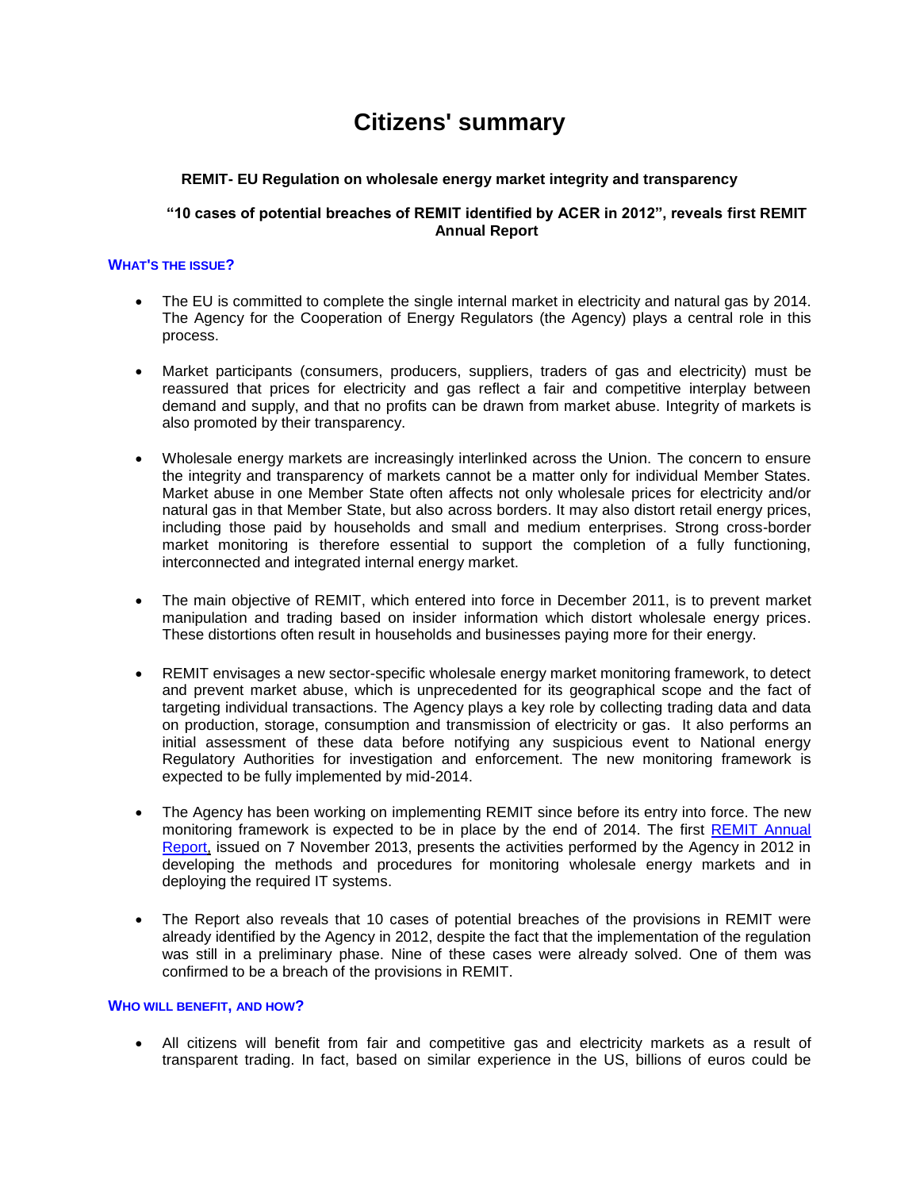# Citizens' summary

**REMIT- EU Regulation on wholesale energy market integrity and transparency**

**"10 cases of potential breaches of REMIT identified by ACER in 2012", reveals first REMIT Annual Report**

### WHAT'S THE ISSUE?

- The EU is committed to complete the single internal market in electricity and natural gas by 2014. The Agency for the Cooperation of Energy Regulators (the Agency) plays a central role in this process.

- Market participants (consumers, producers, suppliers, traders of gas and electricity) must be reassured that prices for electricity and gas reflect a fair and competitive interplay between demand and supply, and that no profits can be drawn from market abuse. Integrity of markets is also promoted by their transparency.

- Wholesale energy markets are increasingly interlinked across the Union. The concern to ensure the integrity and transparency of markets cannot be a matter only for individual Member States. Market abuse in one Member State often affects not only wholesale prices for electricity and/or natural gas in that Member State, but also across borders. It may also distort retail energy prices, including those paid by households and small and medium enterprises. Strong cross-border market monitoring is therefore essential to support the completion of a fully functioning, interconnected and integrated internal energy market.

- The main objective of REMIT, which entered into force in December 2011, is to prevent market manipulation and trading based on insider information which distort wholesale energy prices. These distortions often result in households and businesses paying more for their energy.

- REMIT envisages a new sector-specific wholesale energy market monitoring framework, to detect and prevent market abuse, which is unprecedented for its geographical scope and the fact of targeting individual transactions. The Agency plays a key role by collecting trading data and data on production, storage, consumption and transmission of electricity or gas. It also performs an initial assessment of these data before notifying any suspicious event to National energy Regulatory Authorities for investigation and enforcement. The new monitoring framework is expected to be fully implemented by mid-2014.

- The Agency has been working on implementing REMIT since before its entry into force. The new monitoring framework is expected to be in place by the end of 2014. The first REMIT Annual Report, issued on 7 November 2013, presents the activities performed by the Agency in 2012 in developing the methods and procedures for monitoring wholesale energy markets and in deploying the required IT systems.

- The Report also reveals that 10 cases of potential breaches of the provisions in REMIT were already identified by the Agency in 2012, despite the fact that the implementation of the regulation was still in a preliminary phase. Nine of these cases were already solved. One of them was confirmed to be a breach of the provisions in REMIT.

### WHO WILL BENEFIT, AND HOW?

- All citizens will benefit from fair and competitive gas and electricity markets as a result of transparent trading. In fact, based on similar experience in the US, billions of euros could be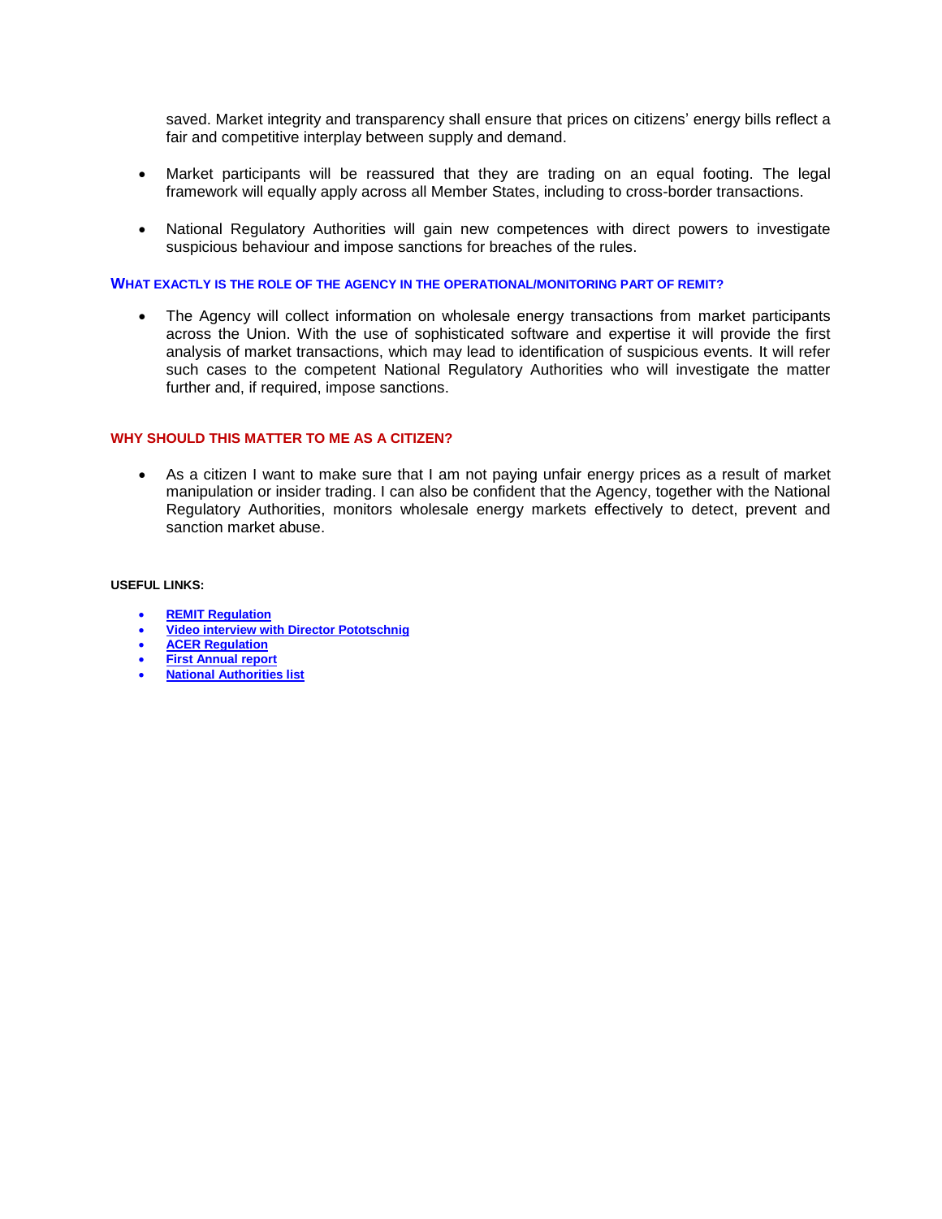saved. Market integrity and transparency shall ensure that prices on citizens' energy bills reflect a fair and competitive interplay between supply and demand.

- Market participants will be reassured that they are trading on an equal footing. The legal framework will equally apply across all Member States, including to cross-border transactions.

- National Regulatory Authorities will gain new competences with direct powers to investigate suspicious behaviour and impose sanctions for breaches of the rules.

### WHAT EXACTLY IS THE ROLE OF THE AGENCY IN THE OPERATIONAL/MONITORING PART OF REMIT?

- The Agency will collect information on wholesale energy transactions from market participants across the Union. With the use of sophisticated software and expertise it will provide the first analysis of market transactions, which may lead to identification of suspicious events. It will refer such cases to the competent National Regulatory Authorities who will investigate the matter further and, if required, impose sanctions.

### WHY SHOULD THIS MATTER TO ME AS A CITIZEN?

- As a citizen I want to make sure that I am not paying unfair energy prices as a result of market manipulation or insider trading. I can also be confident that the Agency, together with the National Regulatory Authorities, monitors wholesale energy markets effectively to detect, prevent and sanction market abuse.

**USEFUL LINKS:**

- **REMIT Regulation**
- **Video interview with Director Pototschnig**
- **ACER Regulation**
- **First Annual report**
- **National Authorities list**